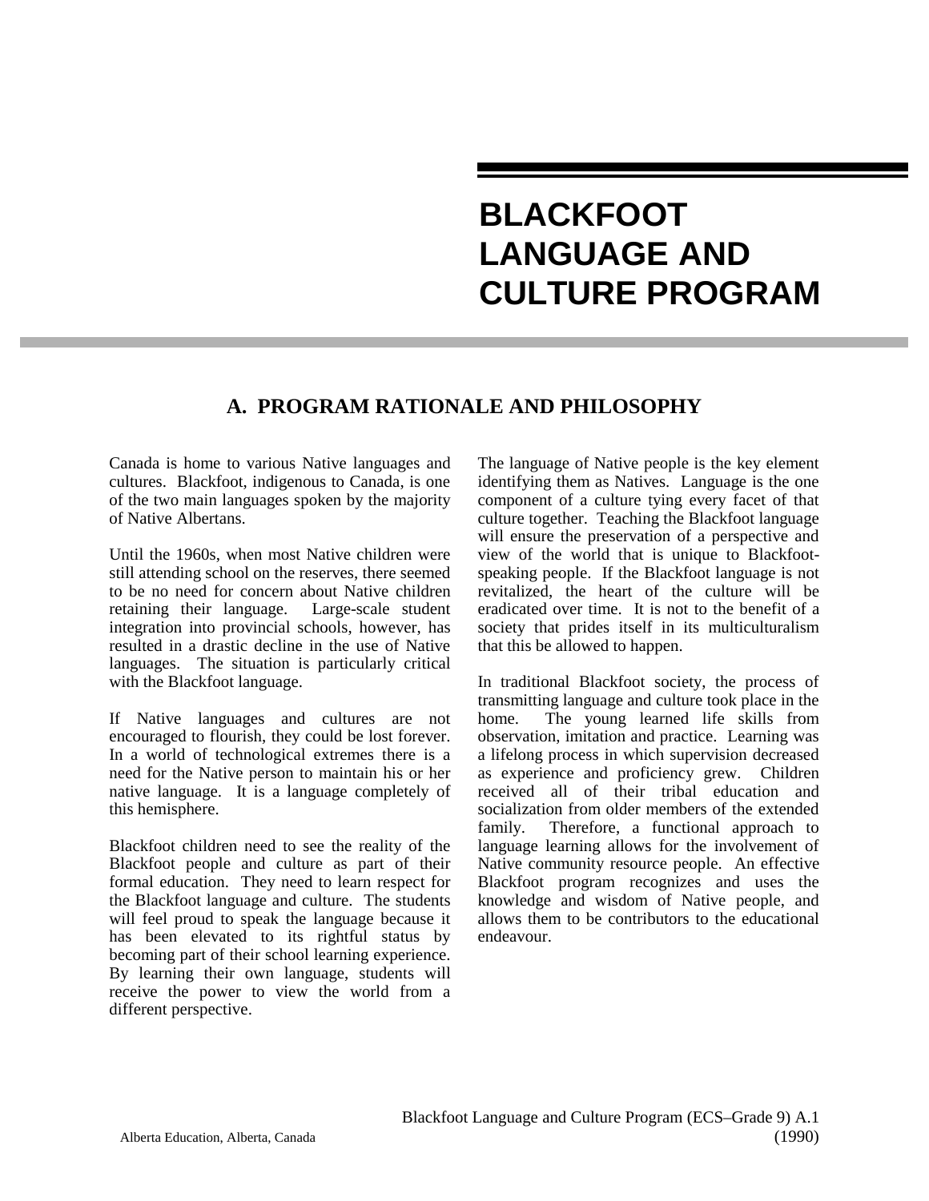# BLACKFOOT LANGUAGE AND CULTURE PROGRAM

## A. PROGRAM RATIONALE AND PHILOSOPHY

Canada is home to various Native languages and cultures. Blackfoot, indigenous to Canada, is one of the two main languages spoken by the majority of Native Albertans.

Until the 1960s, when most Native children were still attending school on the reserves, there seemed to be no need for concern about Native children retaining their language. Large-scale student integration into provincial schools, however, has resulted in a drastic decline in the use of Native languages. The situation is particularly critical with the Blackfoot language.

If Native languages and cultures are not encouraged to flourish, they could be lost forever. In a world of technological extremes there is a need for the Native person to maintain his or her native language. It is a language completely of this hemisphere.

Blackfoot children need to see the reality of the Blackfoot people and culture as part of their formal education. They need to learn respect for the Blackfoot language and culture. The students will feel proud to speak the language because it has been elevated to its rightful status by becoming part of their school learning experience. By learning their own language, students will receive the power to view the world from a different perspective.

The language of Native people is the key element identifying them as Natives. Language is the one component of a culture tying every facet of that culture together. Teaching the Blackfoot language will ensure the preservation of a perspective and view of the world that is unique to Blackfoot-speaking people. If the Blackfoot language is not revitalized, the heart of the culture will be eradicated over time. It is not to the benefit of a society that prides itself in its multiculturalism that this be allowed to happen.

In traditional Blackfoot society, the process of transmitting language and culture took place in the home. The young learned life skills from observation, imitation and practice. Learning was a lifelong process in which supervision decreased as experience and proficiency grew. Children received all of their tribal education and socialization from older members of the extended family. Therefore, a functional approach to language learning allows for the involvement of Native community resource people. An effective Blackfoot program recognizes and uses the knowledge and wisdom of Native people, and allows them to be contributors to the educational endeavour.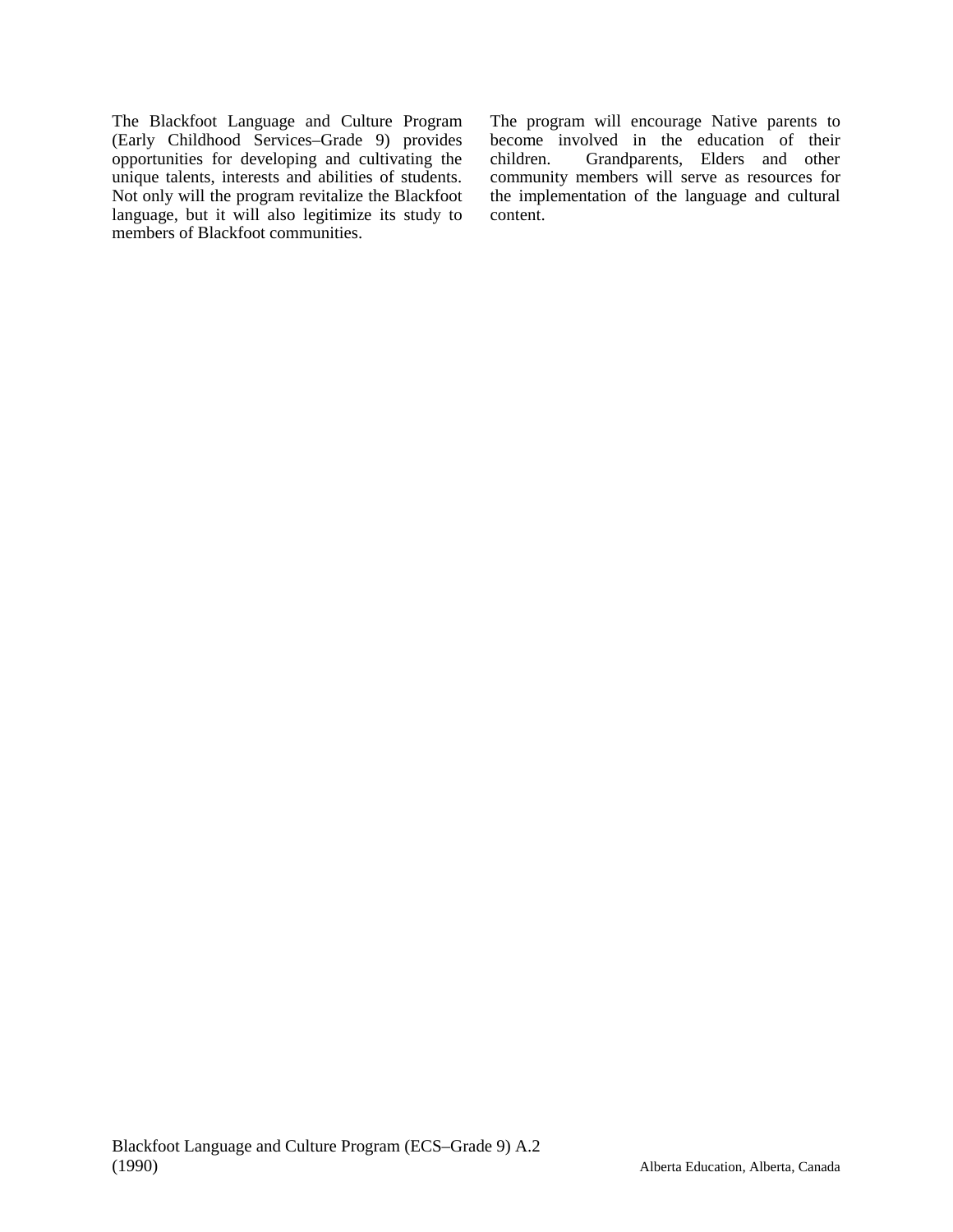The Blackfoot Language and Culture Program (Early Childhood Services–Grade 9) provides opportunities for developing and cultivating the unique talents, interests and abilities of students. Not only will the program revitalize the Blackfoot language, but it will also legitimize its study to members of Blackfoot communities.

The program will encourage Native parents to become involved in the education of their children. Grandparents, Elders and other community members will serve as resources for the implementation of the language and cultural content.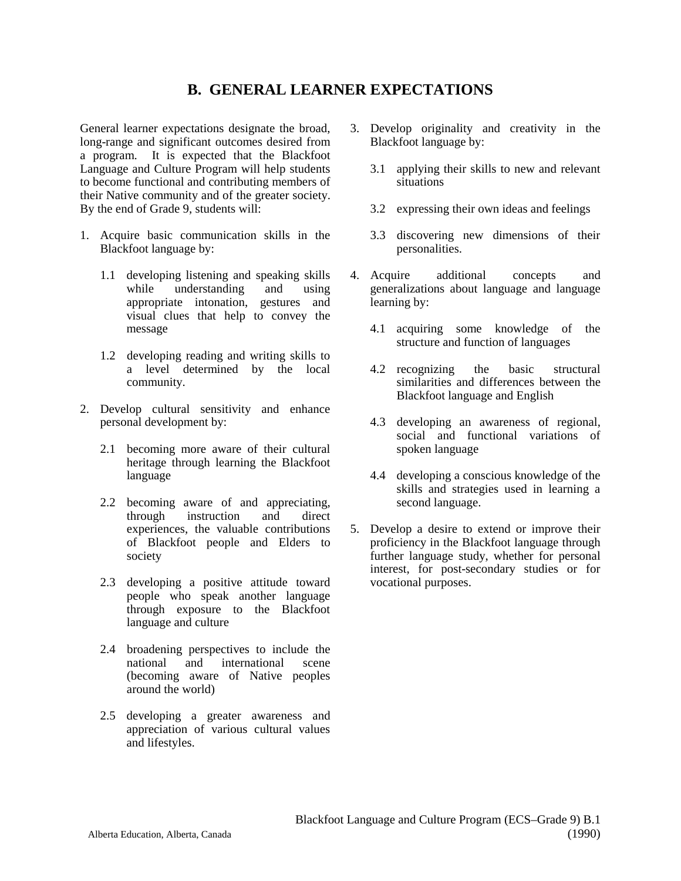## B. GENERAL LEARNER EXPECTATIONS

General learner expectations designate the broad, long-range and significant outcomes desired from a program. It is expected that the Blackfoot Language and Culture Program will help students to become functional and contributing members of their Native community and of the greater society. By the end of Grade 9, students will:

1. Acquire basic communication skills in the Blackfoot language by:

   1.1 developing listening and speaking skills while understanding and using appropriate intonation, gestures and visual clues that help to convey the message

   1.2 developing reading and writing skills to a level determined by the local community.

2. Develop cultural sensitivity and enhance personal development by:

   2.1 becoming more aware of their cultural heritage through learning the Blackfoot language

   2.2 becoming aware of and appreciating, through instruction and direct experiences, the valuable contributions of Blackfoot people and Elders to society

   2.3 developing a positive attitude toward people who speak another language through exposure to the Blackfoot language and culture

   2.4 broadening perspectives to include the national and international scene (becoming aware of Native peoples around the world)

   2.5 developing a greater awareness and appreciation of various cultural values and lifestyles.

3. Develop originality and creativity in the Blackfoot language by:

   3.1 applying their skills to new and relevant situations

   3.2 expressing their own ideas and feelings

   3.3 discovering new dimensions of their personalities.

4. Acquire additional concepts and generalizations about language and language learning by:

   4.1 acquiring some knowledge of the structure and function of languages

   4.2 recognizing the basic structural similarities and differences between the Blackfoot language and English

   4.3 developing an awareness of regional, social and functional variations of spoken language

   4.4 developing a conscious knowledge of the skills and strategies used in learning a second language.

5. Develop a desire to extend or improve their proficiency in the Blackfoot language through further language study, whether for personal interest, for post-secondary studies or for vocational purposes.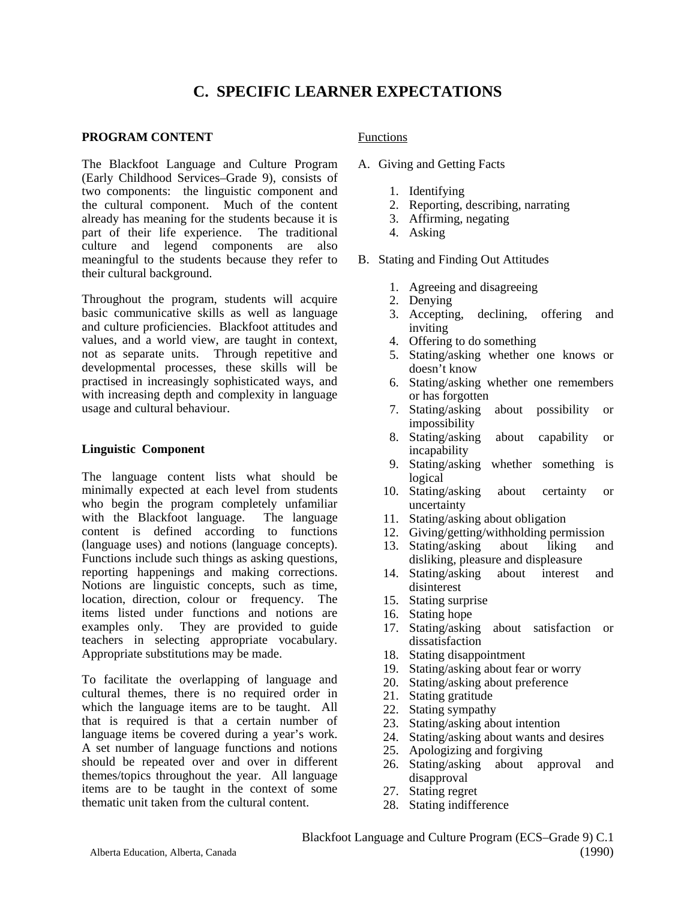# C. SPECIFIC LEARNER EXPECTATIONS

**PROGRAM CONTENT**

The Blackfoot Language and Culture Program (Early Childhood Services–Grade 9), consists of two components: the linguistic component and the cultural component. Much of the content already has meaning for the students because it is part of their life experience. The traditional culture and legend components are also meaningful to the students because they refer to their cultural background.

Throughout the program, students will acquire basic communicative skills as well as language and culture proficiencies. Blackfoot attitudes and values, and a world view, are taught in context, not as separate units. Through repetitive and developmental processes, these skills will be practised in increasingly sophisticated ways, and with increasing depth and complexity in language usage and cultural behaviour.

**Linguistic Component**

The language content lists what should be minimally expected at each level from students who begin the program completely unfamiliar with the Blackfoot language. The language content is defined according to functions (language uses) and notions (language concepts). Functions include such things as asking questions, reporting happenings and making corrections. Notions are linguistic concepts, such as time, location, direction, colour or frequency. The items listed under functions and notions are examples only. They are provided to guide teachers in selecting appropriate vocabulary. Appropriate substitutions may be made.

To facilitate the overlapping of language and cultural themes, there is no required order in which the language items are to be taught. All that is required is that a certain number of language items be covered during a year's work. A set number of language functions and notions should be repeated over and over in different themes/topics throughout the year. All language items are to be taught in the context of some thematic unit taken from the cultural content.

Functions

A. Giving and Getting Facts

1. Identifying
2. Reporting, describing, narrating
3. Affirming, negating
4. Asking

B. Stating and Finding Out Attitudes

1. Agreeing and disagreeing
2. Denying
3. Accepting, declining, offering and inviting
4. Offering to do something
5. Stating/asking whether one knows or doesn't know
6. Stating/asking whether one remembers or has forgotten
7. Stating/asking about possibility or impossibility
8. Stating/asking about capability or incapability
9. Stating/asking whether something is logical
10. Stating/asking about certainty or uncertainty
11. Stating/asking about obligation
12. Giving/getting/withholding permission
13. Stating/asking about liking and disliking, pleasure and displeasure
14. Stating/asking about interest and disinterest
15. Stating surprise
16. Stating hope
17. Stating/asking about satisfaction or dissatisfaction
18. Stating disappointment
19. Stating/asking about fear or worry
20. Stating/asking about preference
21. Stating gratitude
22. Stating sympathy
23. Stating/asking about intention
24. Stating/asking about wants and desires
25. Apologizing and forgiving
26. Stating/asking about approval and disapproval
27. Stating regret
28. Stating indifference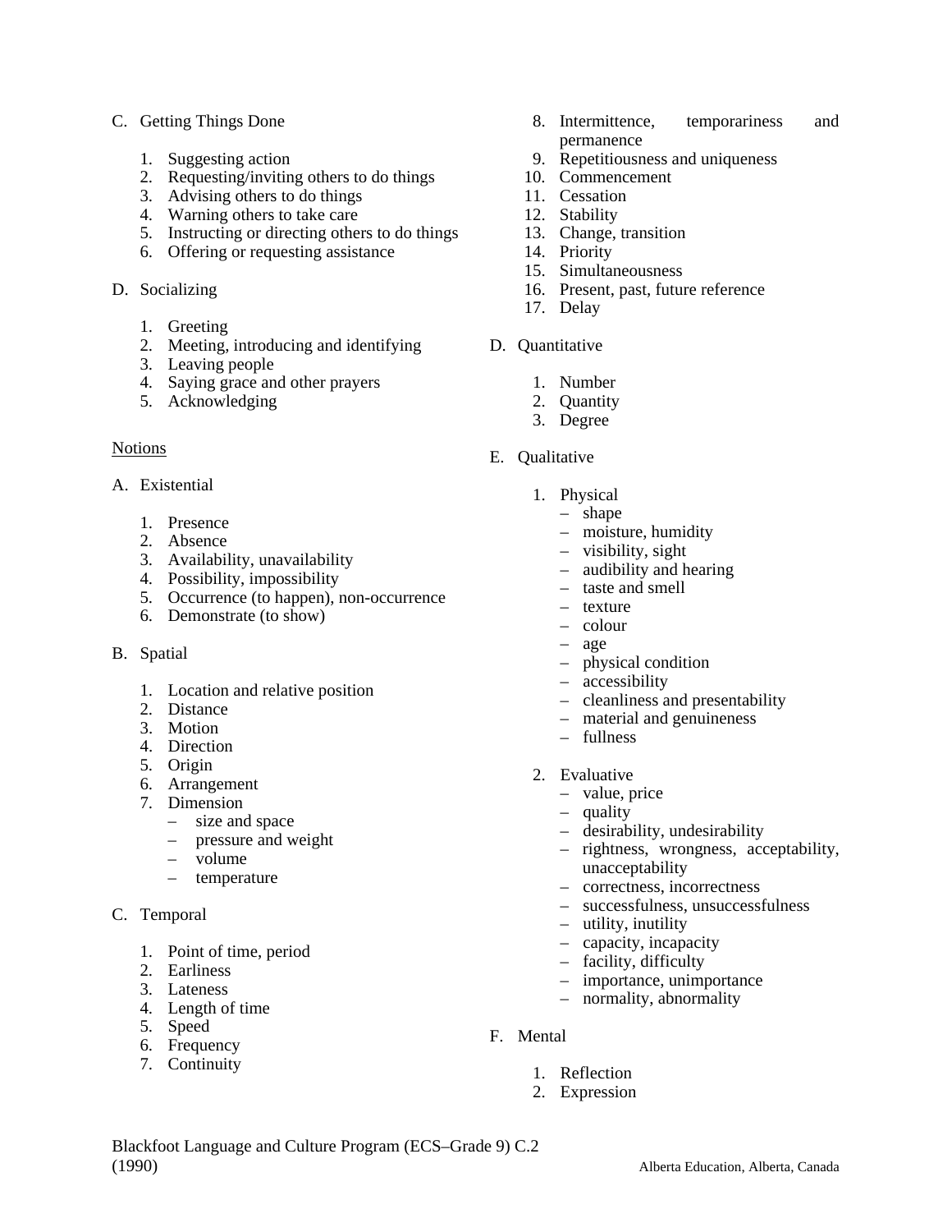C. Getting Things Done

1. Suggesting action
2. Requesting/inviting others to do things
3. Advising others to do things
4. Warning others to take care
5. Instructing or directing others to do things
6. Offering or requesting assistance

D. Socializing

1. Greeting
2. Meeting, introducing and identifying
3. Leaving people
4. Saying grace and other prayers
5. Acknowledging

<u>Notions</u>

A. Existential

1. Presence
2. Absence
3. Availability, unavailability
4. Possibility, impossibility
5. Occurrence (to happen), non-occurrence
6. Demonstrate (to show)

B. Spatial

1. Location and relative position
2. Distance
3. Motion
4. Direction
5. Origin
6. Arrangement
7. Dimension
   – size and space
   – pressure and weight
   – volume
   – temperature

C. Temporal

1. Point of time, period
2. Earliness
3. Lateness
4. Length of time
5. Speed
6. Frequency
7. Continuity
8. Intermittence, temporariness and permanence
9. Repetitiousness and uniqueness
10. Commencement
11. Cessation
12. Stability
13. Change, transition
14. Priority
15. Simultaneousness
16. Present, past, future reference
17. Delay

D. Quantitative

1. Number
2. Quantity
3. Degree

E. Qualitative

1. Physical
   – shape
   – moisture, humidity
   – visibility, sight
   – audibility and hearing
   – taste and smell
   – texture
   – colour
   – age
   – physical condition
   – accessibility
   – cleanliness and presentability
   – material and genuineness
   – fullness

2. Evaluative
   – value, price
   – quality
   – desirability, undesirability
   – rightness, wrongness, acceptability, unacceptability
   – correctness, incorrectness
   – successfulness, unsuccessfulness
   – utility, inutility
   – capacity, incapacity
   – facility, difficulty
   – importance, unimportance
   – normality, abnormality

F. Mental

1. Reflection
2. Expression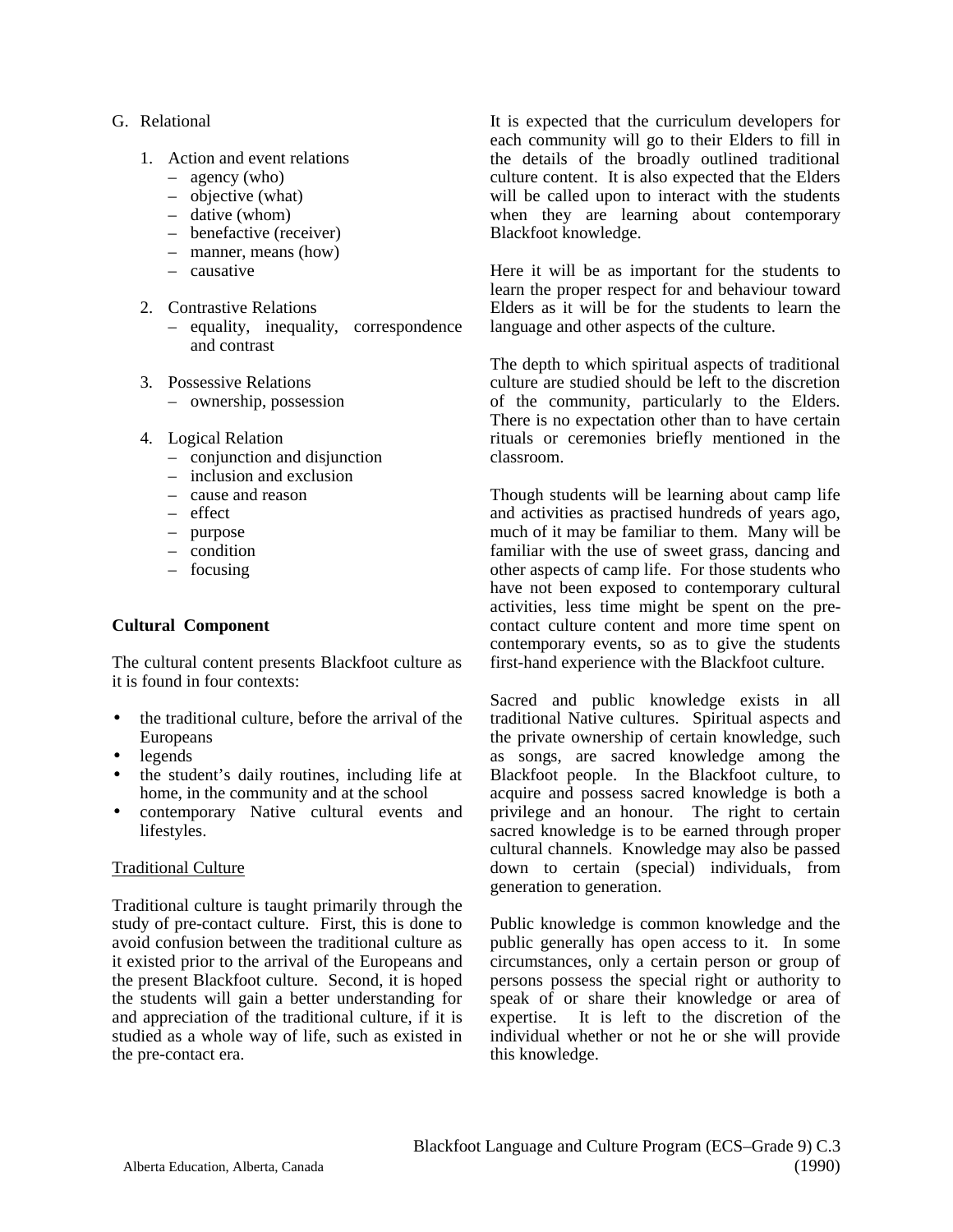G. Relational

1. Action and event relations
   - agency (who)
   - objective (what)
   - dative (whom)
   - benefactive (receiver)
   - manner, means (how)
   - causative

2. Contrastive Relations
   - equality, inequality, correspondence and contrast

3. Possessive Relations
   - ownership, possession

4. Logical Relation
   - conjunction and disjunction
   - inclusion and exclusion
   - cause and reason
   - effect
   - purpose
   - condition
   - focusing

**Cultural Component**

The cultural content presents Blackfoot culture as it is found in four contexts:

- the traditional culture, before the arrival of the Europeans
- legends
- the student's daily routines, including life at home, in the community and at the school
- contemporary Native cultural events and lifestyles.

Traditional Culture

Traditional culture is taught primarily through the study of pre-contact culture. First, this is done to avoid confusion between the traditional culture as it existed prior to the arrival of the Europeans and the present Blackfoot culture. Second, it is hoped the students will gain a better understanding for and appreciation of the traditional culture, if it is studied as a whole way of life, such as existed in the pre-contact era.

It is expected that the curriculum developers for each community will go to their Elders to fill in the details of the broadly outlined traditional culture content. It is also expected that the Elders will be called upon to interact with the students when they are learning about contemporary Blackfoot knowledge.

Here it will be as important for the students to learn the proper respect for and behaviour toward Elders as it will be for the students to learn the language and other aspects of the culture.

The depth to which spiritual aspects of traditional culture are studied should be left to the discretion of the community, particularly to the Elders. There is no expectation other than to have certain rituals or ceremonies briefly mentioned in the classroom.

Though students will be learning about camp life and activities as practised hundreds of years ago, much of it may be familiar to them. Many will be familiar with the use of sweet grass, dancing and other aspects of camp life. For those students who have not been exposed to contemporary cultural activities, less time might be spent on the pre-contact culture content and more time spent on contemporary events, so as to give the students first-hand experience with the Blackfoot culture.

Sacred and public knowledge exists in all traditional Native cultures. Spiritual aspects and the private ownership of certain knowledge, such as songs, are sacred knowledge among the Blackfoot people. In the Blackfoot culture, to acquire and possess sacred knowledge is both a privilege and an honour. The right to certain sacred knowledge is to be earned through proper cultural channels. Knowledge may also be passed down to certain (special) individuals, from generation to generation.

Public knowledge is common knowledge and the public generally has open access to it. In some circumstances, only a certain person or group of persons possess the special right or authority to speak of or share their knowledge or area of expertise. It is left to the discretion of the individual whether or not he or she will provide this knowledge.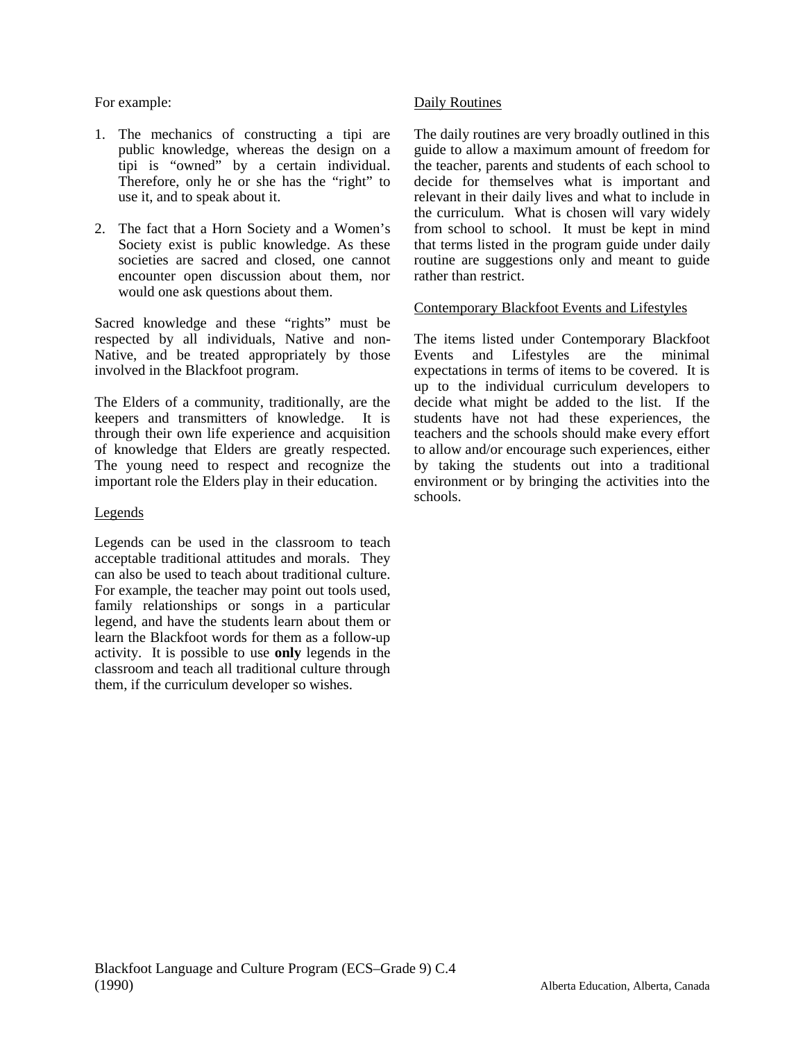For example:

1. The mechanics of constructing a tipi are public knowledge, whereas the design on a tipi is "owned" by a certain individual. Therefore, only he or she has the "right" to use it, and to speak about it.

2. The fact that a Horn Society and a Women's Society exist is public knowledge. As these societies are sacred and closed, one cannot encounter open discussion about them, nor would one ask questions about them.

Sacred knowledge and these "rights" must be respected by all individuals, Native and non-Native, and be treated appropriately by those involved in the Blackfoot program.

The Elders of a community, traditionally, are the keepers and transmitters of knowledge. It is through their own life experience and acquisition of knowledge that Elders are greatly respected. The young need to respect and recognize the important role the Elders play in their education.

Legends

Legends can be used in the classroom to teach acceptable traditional attitudes and morals. They can also be used to teach about traditional culture. For example, the teacher may point out tools used, family relationships or songs in a particular legend, and have the students learn about them or learn the Blackfoot words for them as a follow-up activity. It is possible to use **only** legends in the classroom and teach all traditional culture through them, if the curriculum developer so wishes.

Daily Routines

The daily routines are very broadly outlined in this guide to allow a maximum amount of freedom for the teacher, parents and students of each school to decide for themselves what is important and relevant in their daily lives and what to include in the curriculum. What is chosen will vary widely from school to school. It must be kept in mind that terms listed in the program guide under daily routine are suggestions only and meant to guide rather than restrict.

Contemporary Blackfoot Events and Lifestyles

The items listed under Contemporary Blackfoot Events and Lifestyles are the minimal expectations in terms of items to be covered. It is up to the individual curriculum developers to decide what might be added to the list. If the students have not had these experiences, the teachers and the schools should make every effort to allow and/or encourage such experiences, either by taking the students out into a traditional environment or by bringing the activities into the schools.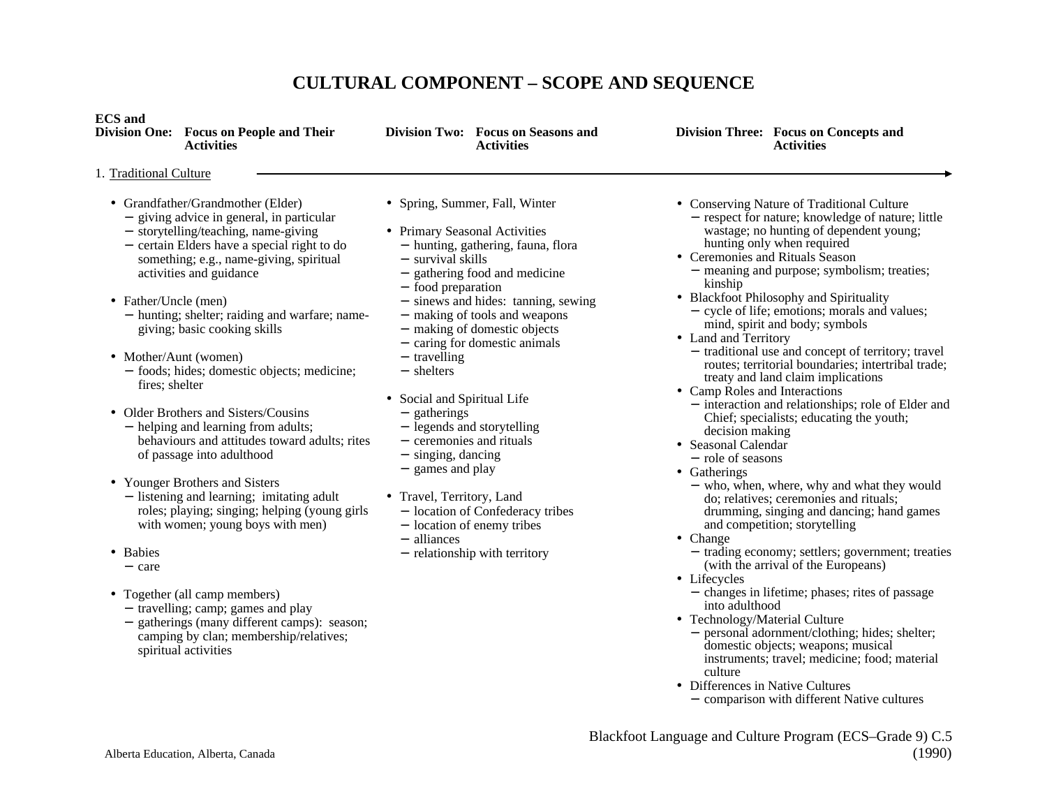# CULTURAL COMPONENT – SCOPE AND SEQUENCE

| ECS and Division One: Focus on People and Their Activities | Division Two: Focus on Seasons and Activities | Division Three: Focus on Concepts and Activities |
|---|---|---|

1. Traditional Culture

**ECS and Division One: Focus on People and Their Activities**

- Grandfather/Grandmother (Elder)
  - giving advice in general, in particular
  - storytelling/teaching, name-giving
  - certain Elders have a special right to do something; e.g., name-giving, spiritual activities and guidance
- Father/Uncle (men)
  - hunting; shelter; raiding and warfare; name-giving; basic cooking skills
- Mother/Aunt (women)
  - foods; hides; domestic objects; medicine; fires; shelter
- Older Brothers and Sisters/Cousins
  - helping and learning from adults; behaviours and attitudes toward adults; rites of passage into adulthood
- Younger Brothers and Sisters
  - listening and learning; imitating adult roles; playing; singing; helping (young girls with women; young boys with men)
- Babies
  - care
- Together (all camp members)
  - travelling; camp; games and play
  - gatherings (many different camps): season; camping by clan; membership/relatives; spiritual activities

**Division Two: Focus on Seasons and Activities**

- Spring, Summer, Fall, Winter
- Primary Seasonal Activities
  - hunting, gathering, fauna, flora
  - survival skills
  - gathering food and medicine
  - food preparation
  - sinews and hides: tanning, sewing
  - making of tools and weapons
  - making of domestic objects
  - caring for domestic animals
  - travelling
  - shelters
- Social and Spiritual Life
  - gatherings
  - legends and storytelling
  - ceremonies and rituals
  - singing, dancing
  - games and play
- Travel, Territory, Land
  - location of Confederacy tribes
  - location of enemy tribes
  - alliances
  - relationship with territory

**Division Three: Focus on Concepts and Activities**

- Conserving Nature of Traditional Culture
  - respect for nature; knowledge of nature; little wastage; no hunting of dependent young; hunting only when required
- Ceremonies and Rituals Season
  - meaning and purpose; symbolism; treaties; kinship
- Blackfoot Philosophy and Spirituality
  - cycle of life; emotions; morals and values; mind, spirit and body; symbols
- Land and Territory
  - traditional use and concept of territory; travel routes; territorial boundaries; intertribal trade; treaty and land claim implications
- Camp Roles and Interactions
  - interaction and relationships; role of Elder and Chief; specialists; educating the youth; decision making
- Seasonal Calendar
  - role of seasons
- Gatherings
  - who, when, where, why and what they would do; relatives; ceremonies and rituals; drumming, singing and dancing; hand games and competition; storytelling
- Change
  - trading economy; settlers; government; treaties (with the arrival of the Europeans)
- Lifecycles
  - changes in lifetime; phases; rites of passage into adulthood
- Technology/Material Culture
  - personal adornment/clothing; hides; shelter; domestic objects; weapons; musical instruments; travel; medicine; food; material culture
- Differences in Native Cultures
  - comparison with different Native cultures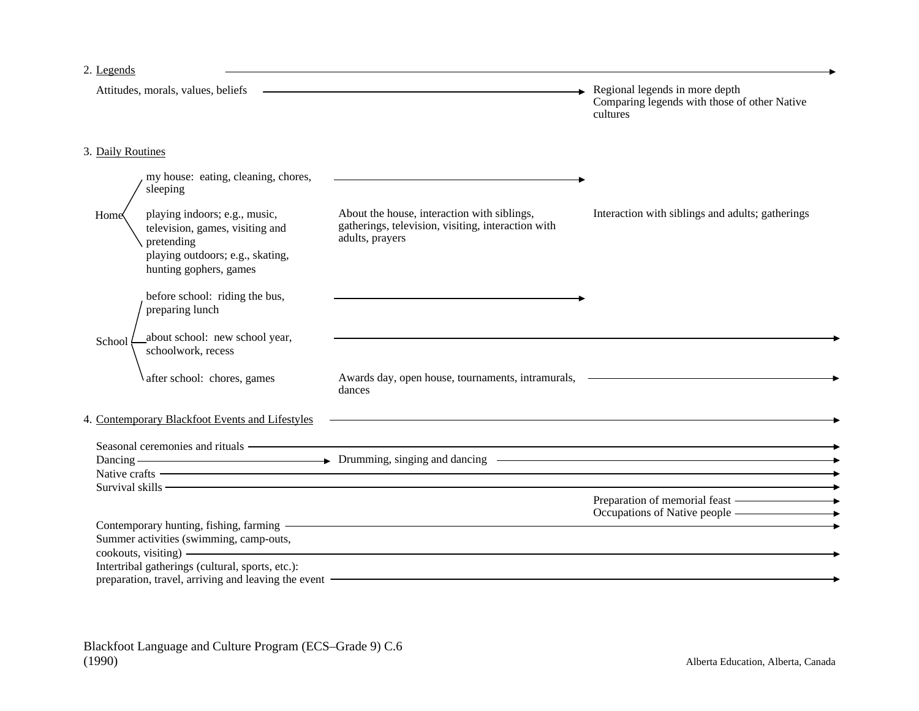2. Legends →

Attitudes, morals, values, beliefs → Regional legends in more depth; Comparing legends with those of other Native cultures

3. Daily Routines

- Home
  - my house: eating, cleaning, chores, sleeping →
  - playing indoors; e.g., music, television, games, visiting and pretending
  - playing outdoors; e.g., skating, hunting gophers, games

  About the house, interaction with siblings, gatherings, television, visiting, interaction with adults, prayers

  Interaction with siblings and adults; gatherings

- School
  - before school: riding the bus, preparing lunch →
  - about school: new school year, schoolwork, recess →
  - after school: chores, games

  Awards day, open house, tournaments, intramurals, dances →

4. Contemporary Blackfoot Events and Lifestyles →

- Seasonal ceremonies and rituals →
- Dancing → Drumming, singing and dancing →
- Native crafts →
- Survival skills →
- Preparation of memorial feast →
- Occupations of Native people →
- Contemporary hunting, fishing, farming →
- Summer activities (swimming, camp-outs, cookouts, visiting) →
- Intertribal gatherings (cultural, sports, etc.): preparation, travel, arriving and leaving the event →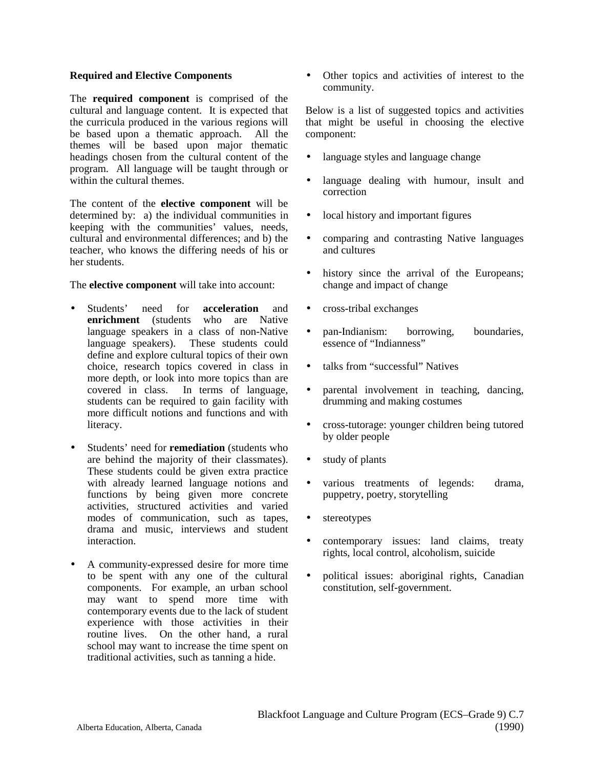### Required and Elective Components

The **required component** is comprised of the cultural and language content. It is expected that the curricula produced in the various regions will be based upon a thematic approach. All the themes will be based upon major thematic headings chosen from the cultural content of the program. All language will be taught through or within the cultural themes.

The content of the **elective component** will be determined by: a) the individual communities in keeping with the communities' values, needs, cultural and environmental differences; and b) the teacher, who knows the differing needs of his or her students.

The **elective component** will take into account:

- Students' need for **acceleration** and **enrichment** (students who are Native language speakers in a class of non-Native language speakers). These students could define and explore cultural topics of their own choice, research topics covered in class in more depth, or look into more topics than are covered in class. In terms of language, students can be required to gain facility with more difficult notions and functions and with literacy.
- Students' need for **remediation** (students who are behind the majority of their classmates). These students could be given extra practice with already learned language notions and functions by being given more concrete activities, structured activities and varied modes of communication, such as tapes, drama and music, interviews and student interaction.
- A community-expressed desire for more time to be spent with any one of the cultural components. For example, an urban school may want to spend more time with contemporary events due to the lack of student experience with those activities in their routine lives. On the other hand, a rural school may want to increase the time spent on traditional activities, such as tanning a hide.
- Other topics and activities of interest to the community.

Below is a list of suggested topics and activities that might be useful in choosing the elective component:

- language styles and language change
- language dealing with humour, insult and correction
- local history and important figures
- comparing and contrasting Native languages and cultures
- history since the arrival of the Europeans; change and impact of change
- cross-tribal exchanges
- pan-Indianism: borrowing, boundaries, essence of "Indianness"
- talks from "successful" Natives
- parental involvement in teaching, dancing, drumming and making costumes
- cross-tutorage: younger children being tutored by older people
- study of plants
- various treatments of legends: drama, puppetry, poetry, storytelling
- stereotypes
- contemporary issues: land claims, treaty rights, local control, alcoholism, suicide
- political issues: aboriginal rights, Canadian constitution, self-government.